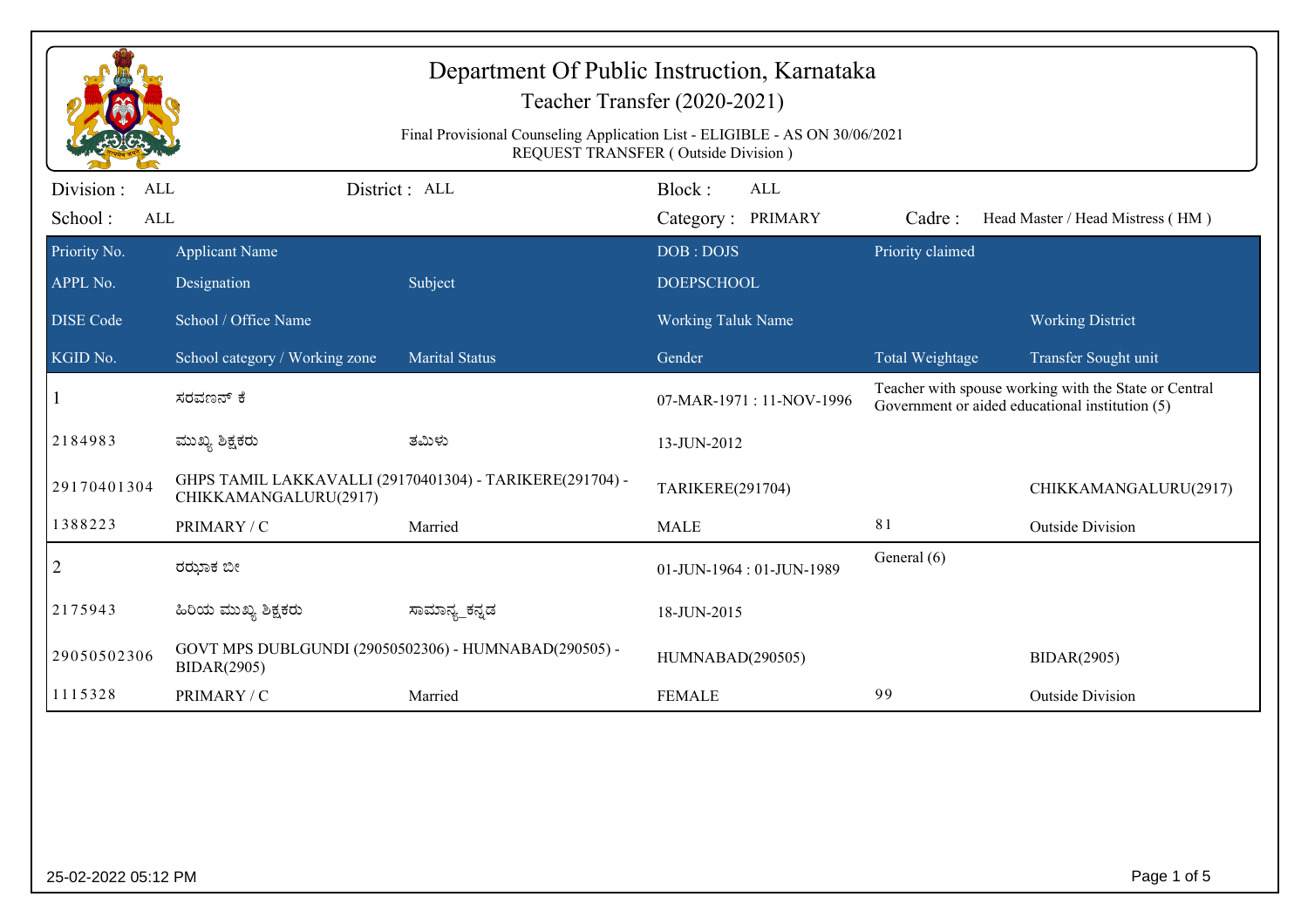# Department Of Public Instruction, Karnataka

## Teacher Transfer (2020-2021)

Final Provisional Counseling Application List - ELIGIBLE - AS ON 30/06/2021

REQUEST TRANSFER ( Outside Division )

Division : ALL | District : ALL | Block : ALL

School : ALL | Category : PRIMARY | Cadre : Head Master / Head Mistress ( HM )

| Priority No. / APPL No. / DISE Code / KGID No. | Applicant Name / Designation / School / Office Name / School category / Working zone | Subject / Marital Status | DOB : DOJS / DOEPSCHOOL / Working Taluk Name / Gender | Priority claimed / Total Weightage | Working District / Transfer Sought unit |
|---|---|---|---|---|---|
| 1 | ಸರವಣನ್ ಕೆ | | 07-MAR-1971 : 11-NOV-1996 | Teacher with spouse working with the State or Central Government or aided educational institution (5) | |
| 2184983 | ಮುಖ್ಯ ಶಿಕ್ಷಕರು | ತಮಿಳು | 13-JUN-2012 | | |
| 29170401304 | GHPS TAMIL LAKKAVALLI (29170401304) - TARIKERE(291704) - CHIKKAMANGALURU(2917) | | TARIKERE(291704) | | CHIKKAMANGALURU(2917) |
| 1388223 | PRIMARY / C | Married | MALE | 81 | Outside Division |
| 2 | ರಝಾಕ ಬೀ | | 01-JUN-1964 : 01-JUN-1989 | General (6) | |
| 2175943 | ಹಿರಿಯ ಮುಖ್ಯ ಶಿಕ್ಷಕರು | ಸಾಮಾನ್ಯ_ಕನ್ನಡ | 18-JUN-2015 | | |
| 29050502306 | GOVT MPS DUBLGUNDI (29050502306) - HUMNABAD(290505) - BIDAR(2905) | | HUMNABAD(290505) | | BIDAR(2905) |
| 1115328 | PRIMARY / C | Married | FEMALE | 99 | Outside Division |

25-02-2022 05:12 PM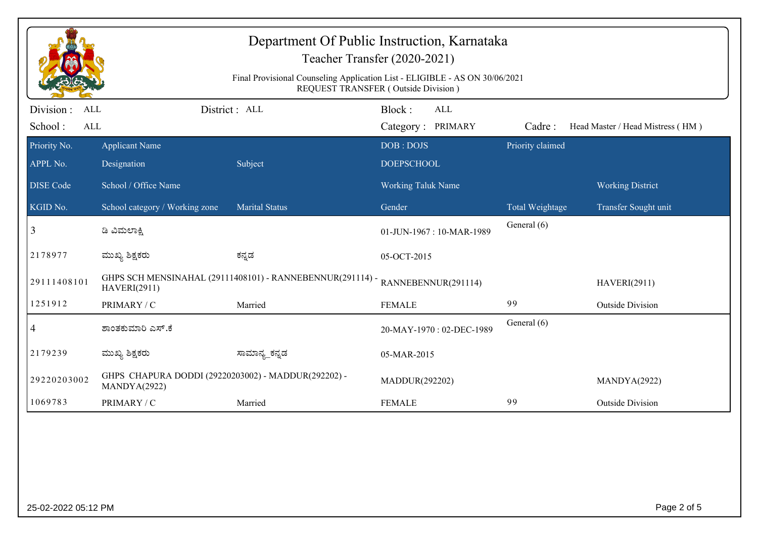# Department Of Public Instruction, Karnataka

## Teacher Transfer (2020-2021)

Final Provisional Counseling Application List - ELIGIBLE - AS ON 30/06/2021
REQUEST TRANSFER ( Outside Division )

Division : ALL | District : ALL | Block : ALL
School : ALL | Category : PRIMARY | Cadre : Head Master / Head Mistress ( HM )

| Priority No. / APPL No. / DISE Code / KGID No. | Applicant Name / Designation / School / Office Name / School category / Working zone | Subject / Marital Status | DOB : DOJS / DOEPSCHOOL / Working Taluk Name / Gender | Priority claimed / Total Weightage | Working District / Transfer Sought unit |
|---|---|---|---|---|---|
| 3 | ಡಿ ವಿಮಲಾಕ್ಷಿ | | 01-JUN-1967 : 10-MAR-1989 | General (6) | |
| 2178977 | ಮುಖ್ಯ ಶಿಕ್ಷಕರು | ಕನ್ನಡ | 05-OCT-2015 | | |
| 29111408101 | GHPS SCH MENSINAHAL (29111408101) - RANNEBENNUR(291114) - HAVERI(2911) | | RANNEBENNUR(291114) | | HAVERI(2911) |
| 1251912 | PRIMARY / C | Married | FEMALE | 99 | Outside Division |
| 4 | ಶಾಂತಕುಮಾರಿ ಎಸ್.ಕೆ | | 20-MAY-1970 : 02-DEC-1989 | General (6) | |
| 2179239 | ಮುಖ್ಯ ಶಿಕ್ಷಕರು | ಸಾಮಾನ್ಯ_ಕನ್ನಡ | 05-MAR-2015 | | |
| 29220203002 | GHPS CHAPURA DODDI (29220203002) - MADDUR(292202) - MANDYA(2922) | | MADDUR(292202) | | MANDYA(2922) |
| 1069783 | PRIMARY / C | Married | FEMALE | 99 | Outside Division |

25-02-2022 05:12 PM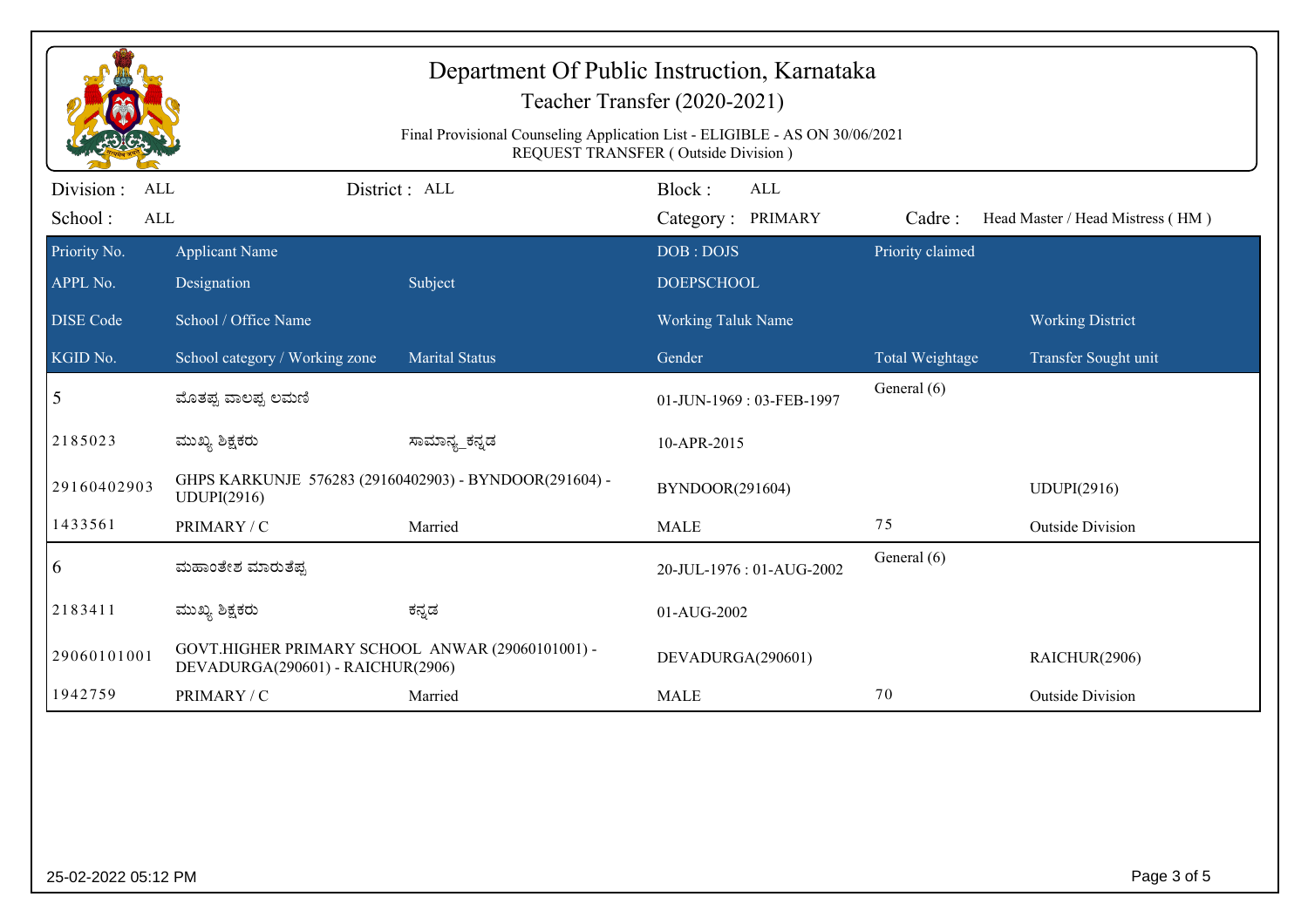# Department Of Public Instruction, Karnataka

Teacher Transfer (2020-2021)

Final Provisional Counseling Application List - ELIGIBLE - AS ON 30/06/2021
REQUEST TRANSFER ( Outside Division )

Division : ALL | District : ALL | Block : ALL
School : ALL | Category : PRIMARY | Cadre : Head Master / Head Mistress ( HM )

| Priority No. / APPL No. / DISE Code / KGID No. | Applicant Name / Designation / School / Office Name / School category / Working zone | Subject / Marital Status | DOB : DOJS / DOEPSCHOOL / Working Taluk Name / Gender | Priority claimed / Total Weightage | Working District / Transfer Sought unit |
|---|---|---|---|---|---|
| 5 | ಮೊತಪ್ಪ ವಾಲಪ್ಪ ಲಮಣಿ | | 01-JUN-1969 : 03-FEB-1997 | General (6) | |
| 2185023 | ಮುಖ್ಯ ಶಿಕ್ಷಕರು | ಸಾಮಾನ್ಯ_ಕನ್ನಡ | 10-APR-2015 | | |
| 29160402903 | GHPS KARKUNJE 576283 (29160402903) - BYNDOOR(291604) - UDUPI(2916) | | BYNDOOR(291604) | | UDUPI(2916) |
| 1433561 | PRIMARY / C | Married | MALE | 75 | Outside Division |
| 6 | ಮಹಾಂತೇಶ ಮಾರುತೆಪ್ಪ | | 20-JUL-1976 : 01-AUG-2002 | General (6) | |
| 2183411 | ಮುಖ್ಯ ಶಿಕ್ಷಕರು | ಕನ್ನಡ | 01-AUG-2002 | | |
| 29060101001 | GOVT.HIGHER PRIMARY SCHOOL ANWAR (29060101001) - DEVADURGA(290601) - RAICHUR(2906) | | DEVADURGA(290601) | | RAICHUR(2906) |
| 1942759 | PRIMARY / C | Married | MALE | 70 | Outside Division |

25-02-2022 05:12 PM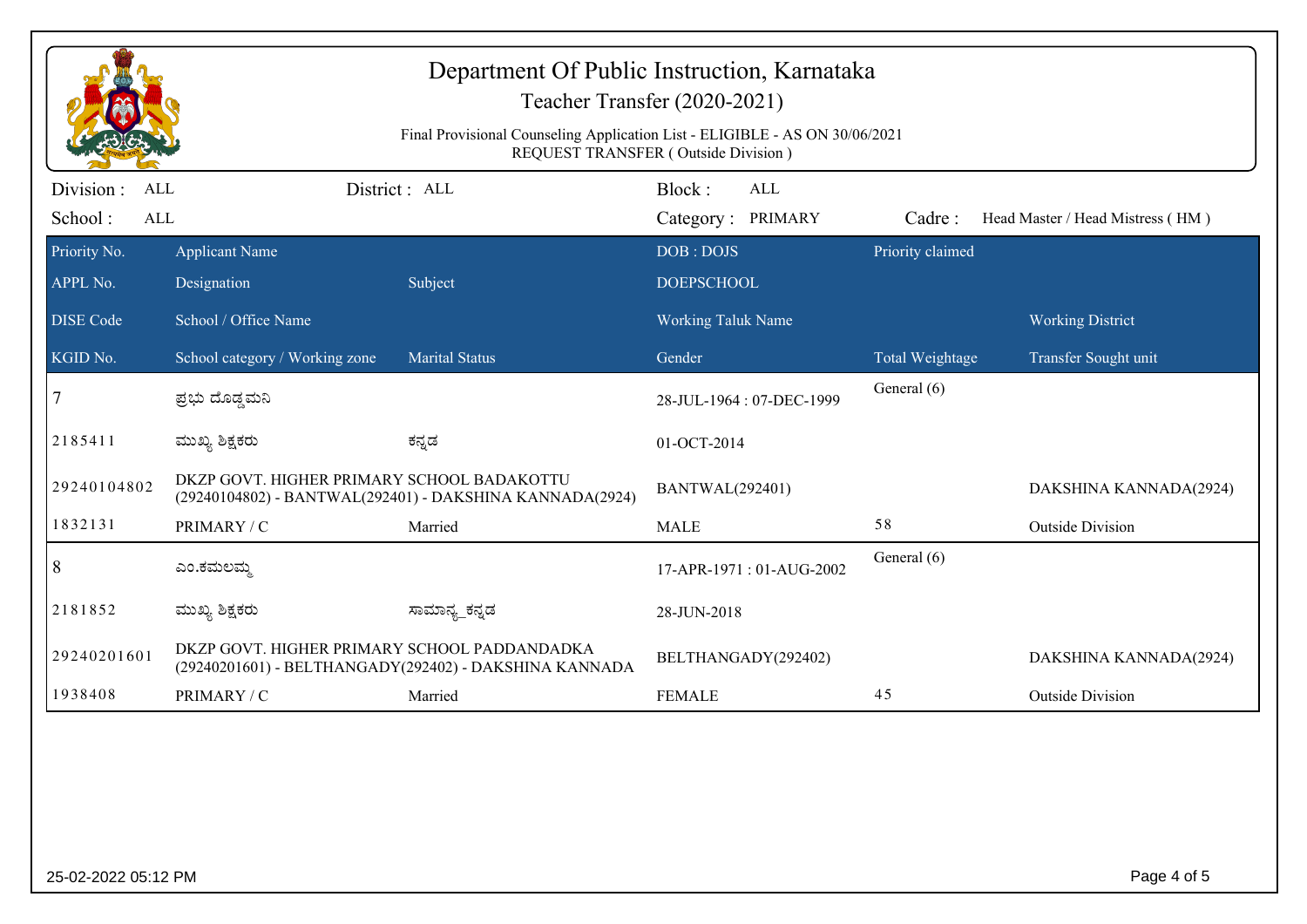# Department Of Public Instruction, Karnataka

## Teacher Transfer (2020-2021)

Final Provisional Counseling Application List - ELIGIBLE - AS ON 30/06/2021

REQUEST TRANSFER ( Outside Division )

Division : ALL | District : ALL | Block : ALL

School : ALL | Category : PRIMARY | Cadre : Head Master / Head Mistress ( HM )

| Priority No. / APPL No. / DISE Code / KGID No. | Applicant Name / Designation / School / Office Name / School category / Working zone | Subject / Marital Status | DOB : DOJS / DOEPSCHOOL / Working Taluk Name / Gender | Priority claimed / Total Weightage | Working District / Transfer Sought unit |
|---|---|---|---|---|---|
| 7 | ಪ್ರಭು ದೊಡ್ಡಮನಿ | | 28-JUL-1964 : 07-DEC-1999 | General (6) | |
| 2185411 | ಮುಖ್ಯ ಶಿಕ್ಷಕರು | ಕನ್ನಡ | 01-OCT-2014 | | |
| 29240104802 | DKZP GOVT. HIGHER PRIMARY SCHOOL BADAKOTTU (29240104802) - BANTWAL(292401) - DAKSHINA KANNADA(2924) | | BANTWAL(292401) | | DAKSHINA KANNADA(2924) |
| 1832131 | PRIMARY / C | Married | MALE | 58 | Outside Division |
| 8 | ಎಂ.ಕಮಲಮ್ಮ | | 17-APR-1971 : 01-AUG-2002 | General (6) | |
| 2181852 | ಮುಖ್ಯ ಶಿಕ್ಷಕರು | ಸಾಮಾನ್ಯ_ಕನ್ನಡ | 28-JUN-2018 | | |
| 29240201601 | DKZP GOVT. HIGHER PRIMARY SCHOOL PADDANDADKA (29240201601) - BELTHANGADY(292402) - DAKSHINA KANNADA | | BELTHANGADY(292402) | | DAKSHINA KANNADA(2924) |
| 1938408 | PRIMARY / C | Married | FEMALE | 45 | Outside Division |

25-02-2022 05:12 PM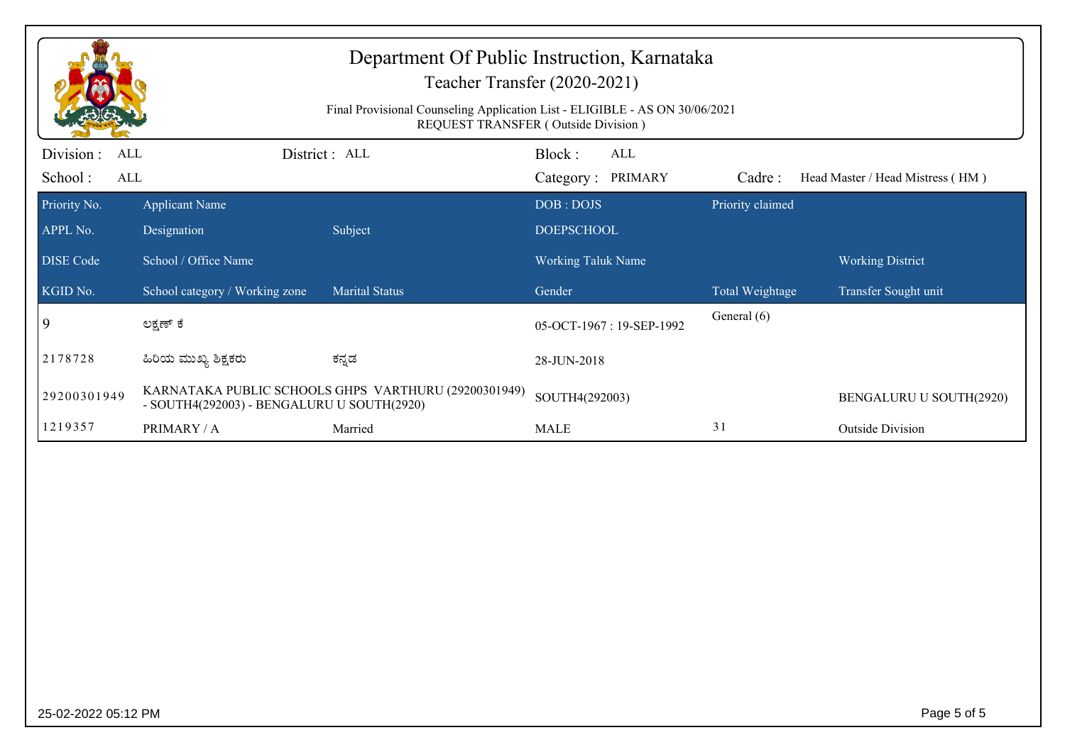# Department Of Public Instruction, Karnataka

Teacher Transfer (2020-2021)

Final Provisional Counseling Application List - ELIGIBLE - AS ON 30/06/2021

REQUEST TRANSFER ( Outside Division )

Division : ALL District : ALL Block : ALL

School : ALL Category : PRIMARY Cadre : Head Master / Head Mistress ( HM )

| Priority No. | Applicant Name | | DOB : DOJS | Priority claimed | |
|---|---|---|---|---|---|
| APPL No. | Designation | Subject | DOEPSCHOOL | | |
| DISE Code | School / Office Name | | Working Taluk Name | | Working District |
| KGID No. | School category / Working zone | Marital Status | Gender | Total Weightage | Transfer Sought unit |
| 9 | ಲಕ್ಷಣ್ ಕೆ | | 05-OCT-1967 : 19-SEP-1992 | General (6) | |
| 2178728 | ಹಿರಿಯ ಮುಖ್ಯ ಶಿಕ್ಷಕರು | ಕನ್ನಡ | 28-JUN-2018 | | |
| 29200301949 | KARNATAKA PUBLIC SCHOOLS GHPS VARTHURU (29200301949) - SOUTH4(292003) - BENGALURU U SOUTH(2920) | | SOUTH4(292003) | | BENGALURU U SOUTH(2920) |
| 1219357 | PRIMARY / A | Married | MALE | 31 | Outside Division |

25-02-2022 05:12 PM